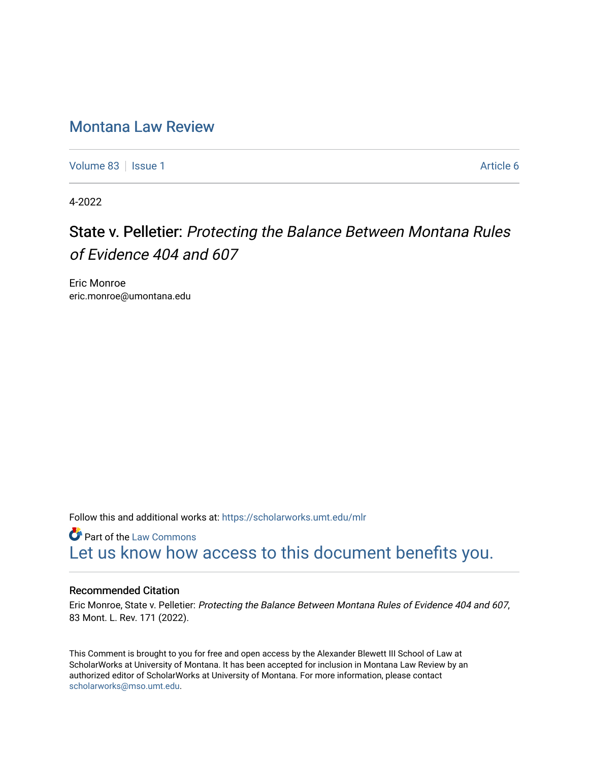# Montana Law Review

Volume 83 | Issue 1 | Article 6

4-2022

## State v. Pelletier: *Protecting the Balance Between Montana Rules of Evidence 404 and 607*

Eric Monroe
eric.monroe@umontana.edu

Follow this and additional works at: https://scholarworks.umt.edu/mlr

Part of the Law Commons
Let us know how access to this document benefits you.

### Recommended Citation

Eric Monroe, State v. Pelletier: *Protecting the Balance Between Montana Rules of Evidence 404 and 607*, 83 Mont. L. Rev. 171 (2022).

This Comment is brought to you for free and open access by the Alexander Blewett III School of Law at ScholarWorks at University of Montana. It has been accepted for inclusion in Montana Law Review by an authorized editor of ScholarWorks at University of Montana. For more information, please contact scholarworks@mso.umt.edu.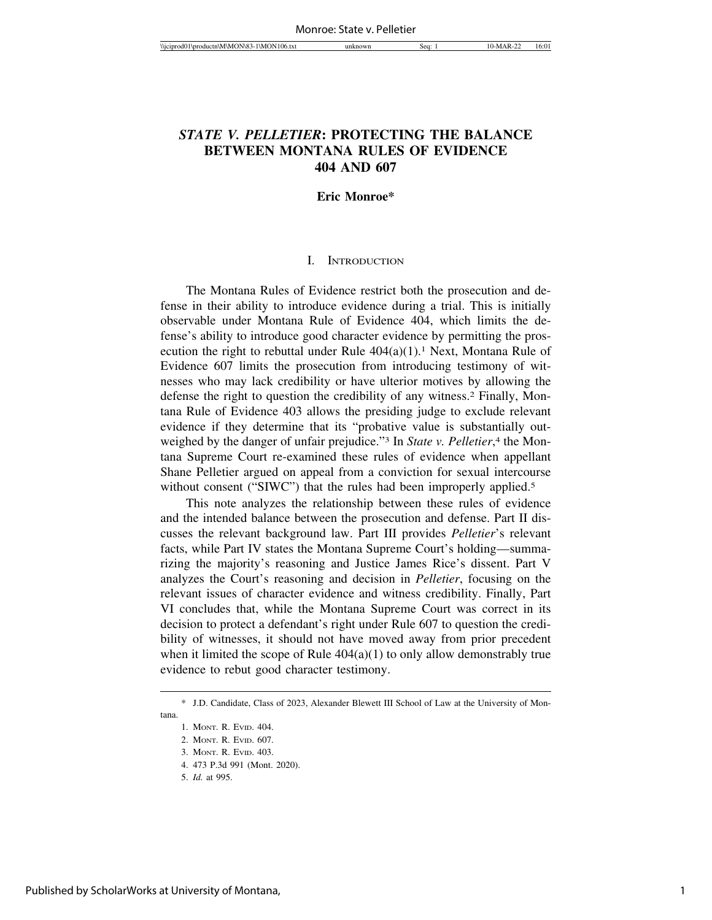# *STATE V. PELLETIER*: PROTECTING THE BALANCE BETWEEN MONTANA RULES OF EVIDENCE 404 AND 607

**Eric Monroe***

## I. Introduction

The Montana Rules of Evidence restrict both the prosecution and defense in their ability to introduce evidence during a trial. This is initially observable under Montana Rule of Evidence 404, which limits the defense's ability to introduce good character evidence by permitting the prosecution the right to rebuttal under Rule 404(a)(1).[1] Next, Montana Rule of Evidence 607 limits the prosecution from introducing testimony of witnesses who may lack credibility or have ulterior motives by allowing the defense the right to question the credibility of any witness.[2] Finally, Montana Rule of Evidence 403 allows the presiding judge to exclude relevant evidence if they determine that its "probative value is substantially outweighed by the danger of unfair prejudice."[3] In *State v. Pelletier*,[4] the Montana Supreme Court re-examined these rules of evidence when appellant Shane Pelletier argued on appeal from a conviction for sexual intercourse without consent ("SIWC") that the rules had been improperly applied.[5]

This note analyzes the relationship between these rules of evidence and the intended balance between the prosecution and defense. Part II discusses the relevant background law. Part III provides *Pelletier*'s relevant facts, while Part IV states the Montana Supreme Court's holding—summarizing the majority's reasoning and Justice James Rice's dissent. Part V analyzes the Court's reasoning and decision in *Pelletier*, focusing on the relevant issues of character evidence and witness credibility. Finally, Part VI concludes that, while the Montana Supreme Court was correct in its decision to protect a defendant's right under Rule 607 to question the credibility of witnesses, it should not have moved away from prior precedent when it limited the scope of Rule 404(a)(1) to only allow demonstrably true evidence to rebut good character testimony.

---

\* J.D. Candidate, Class of 2023, Alexander Blewett III School of Law at the University of Montana.

1. Mont. R. Evid. 404.
2. Mont. R. Evid. 607.
3. Mont. R. Evid. 403.
4. 473 P.3d 991 (Mont. 2020).
5. *Id.* at 995.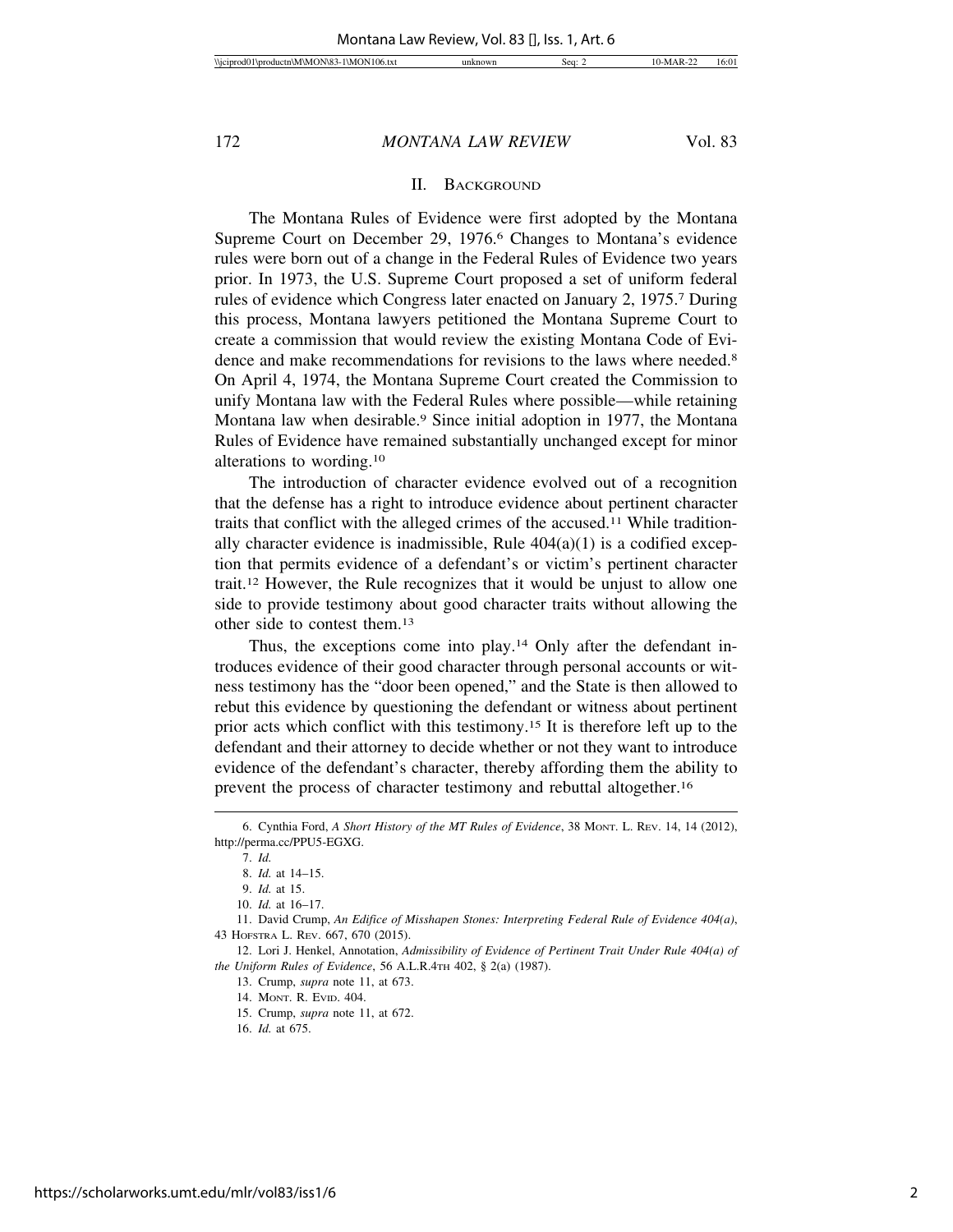## II. BACKGROUND

The Montana Rules of Evidence were first adopted by the Montana Supreme Court on December 29, 1976.[6] Changes to Montana's evidence rules were born out of a change in the Federal Rules of Evidence two years prior. In 1973, the U.S. Supreme Court proposed a set of uniform federal rules of evidence which Congress later enacted on January 2, 1975.[7] During this process, Montana lawyers petitioned the Montana Supreme Court to create a commission that would review the existing Montana Code of Evidence and make recommendations for revisions to the laws where needed.[8] On April 4, 1974, the Montana Supreme Court created the Commission to unify Montana law with the Federal Rules where possible—while retaining Montana law when desirable.[9] Since initial adoption in 1977, the Montana Rules of Evidence have remained substantially unchanged except for minor alterations to wording.[10]

The introduction of character evidence evolved out of a recognition that the defense has a right to introduce evidence about pertinent character traits that conflict with the alleged crimes of the accused.[11] While traditionally character evidence is inadmissible, Rule 404(a)(1) is a codified exception that permits evidence of a defendant's or victim's pertinent character trait.[12] However, the Rule recognizes that it would be unjust to allow one side to provide testimony about good character traits without allowing the other side to contest them.[13]

Thus, the exceptions come into play.[14] Only after the defendant introduces evidence of their good character through personal accounts or witness testimony has the "door been opened," and the State is then allowed to rebut this evidence by questioning the defendant or witness about pertinent prior acts which conflict with this testimony.[15] It is therefore left up to the defendant and their attorney to decide whether or not they want to introduce evidence of the defendant's character, thereby affording them the ability to prevent the process of character testimony and rebuttal altogether.[16]

---

6. Cynthia Ford, *A Short History of the MT Rules of Evidence*, 38 MONT. L. REV. 14, 14 (2012), http://perma.cc/PPU5-EGXG.
7. *Id.*
8. *Id.* at 14–15.
9. *Id.* at 15.
10. *Id.* at 16–17.
11. David Crump, *An Edifice of Misshapen Stones: Interpreting Federal Rule of Evidence 404(a)*, 43 HOFSTRA L. REV. 667, 670 (2015).
12. Lori J. Henkel, Annotation, *Admissibility of Evidence of Pertinent Trait Under Rule 404(a) of the Uniform Rules of Evidence*, 56 A.L.R.4TH 402, § 2(a) (1987).
13. Crump, *supra* note 11, at 673.
14. MONT. R. EVID. 404.
15. Crump, *supra* note 11, at 672.
16. *Id.* at 675.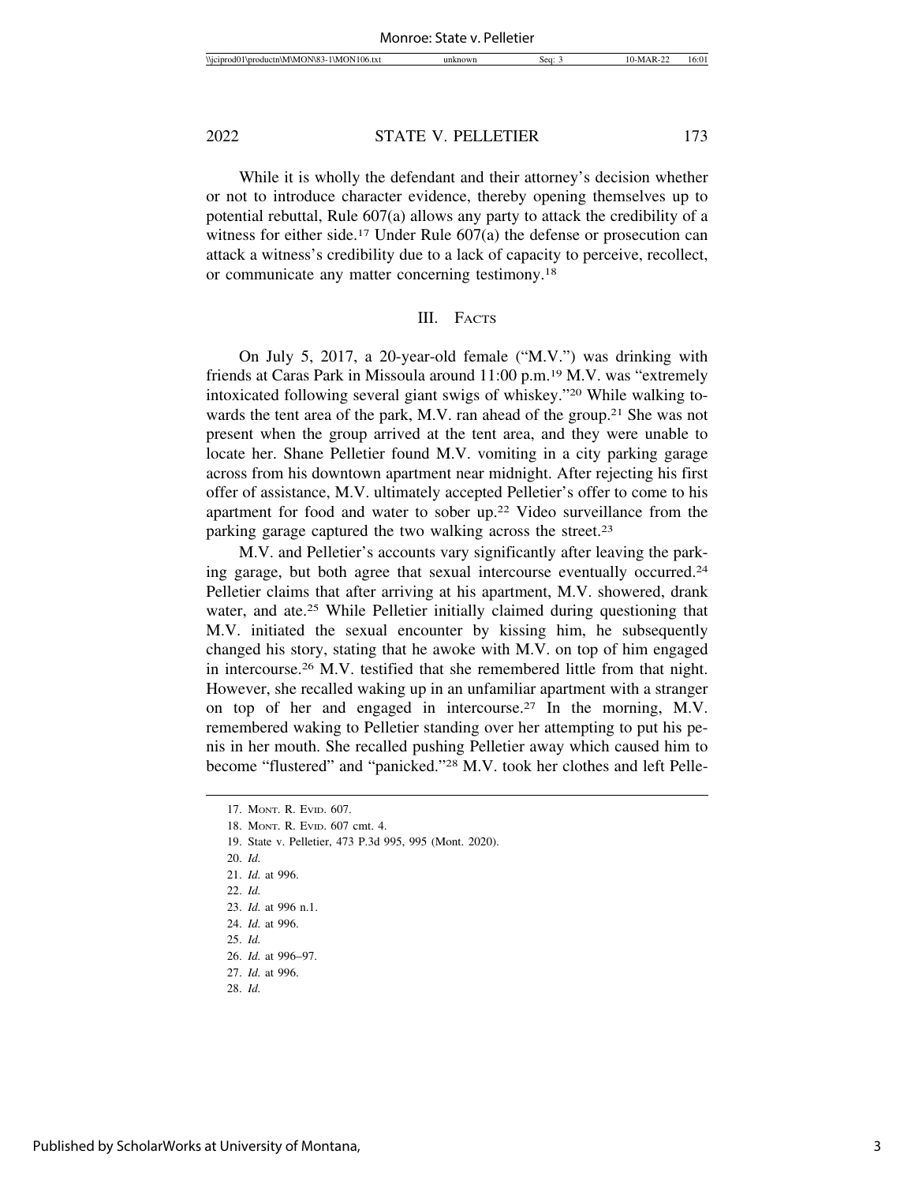While it is wholly the defendant and their attorney's decision whether or not to introduce character evidence, thereby opening themselves up to potential rebuttal, Rule 607(a) allows any party to attack the credibility of a witness for either side.[17] Under Rule 607(a) the defense or prosecution can attack a witness's credibility due to a lack of capacity to perceive, recollect, or communicate any matter concerning testimony.[18]

## III. Facts

On July 5, 2017, a 20-year-old female ("M.V.") was drinking with friends at Caras Park in Missoula around 11:00 p.m.[19] M.V. was "extremely intoxicated following several giant swigs of whiskey."[20] While walking towards the tent area of the park, M.V. ran ahead of the group.[21] She was not present when the group arrived at the tent area, and they were unable to locate her. Shane Pelletier found M.V. vomiting in a city parking garage across from his downtown apartment near midnight. After rejecting his first offer of assistance, M.V. ultimately accepted Pelletier's offer to come to his apartment for food and water to sober up.[22] Video surveillance from the parking garage captured the two walking across the street.[23]

M.V. and Pelletier's accounts vary significantly after leaving the parking garage, but both agree that sexual intercourse eventually occurred.[24] Pelletier claims that after arriving at his apartment, M.V. showered, drank water, and ate.[25] While Pelletier initially claimed during questioning that M.V. initiated the sexual encounter by kissing him, he subsequently changed his story, stating that he awoke with M.V. on top of him engaged in intercourse.[26] M.V. testified that she remembered little from that night. However, she recalled waking up in an unfamiliar apartment with a stranger on top of her and engaged in intercourse.[27] In the morning, M.V. remembered waking to Pelletier standing over her attempting to put his penis in her mouth. She recalled pushing Pelletier away which caused him to become "flustered" and "panicked."[28] M.V. took her clothes and left Pelle-

---

17. Mont. R. Evid. 607.
18. Mont. R. Evid. 607 cmt. 4.
19. State v. Pelletier, 473 P.3d 995, 995 (Mont. 2020).
20. *Id.*
21. *Id.* at 996.
22. *Id.*
23. *Id.* at 996 n.1.
24. *Id.* at 996.
25. *Id.*
26. *Id.* at 996–97.
27. *Id.* at 996.
28. *Id.*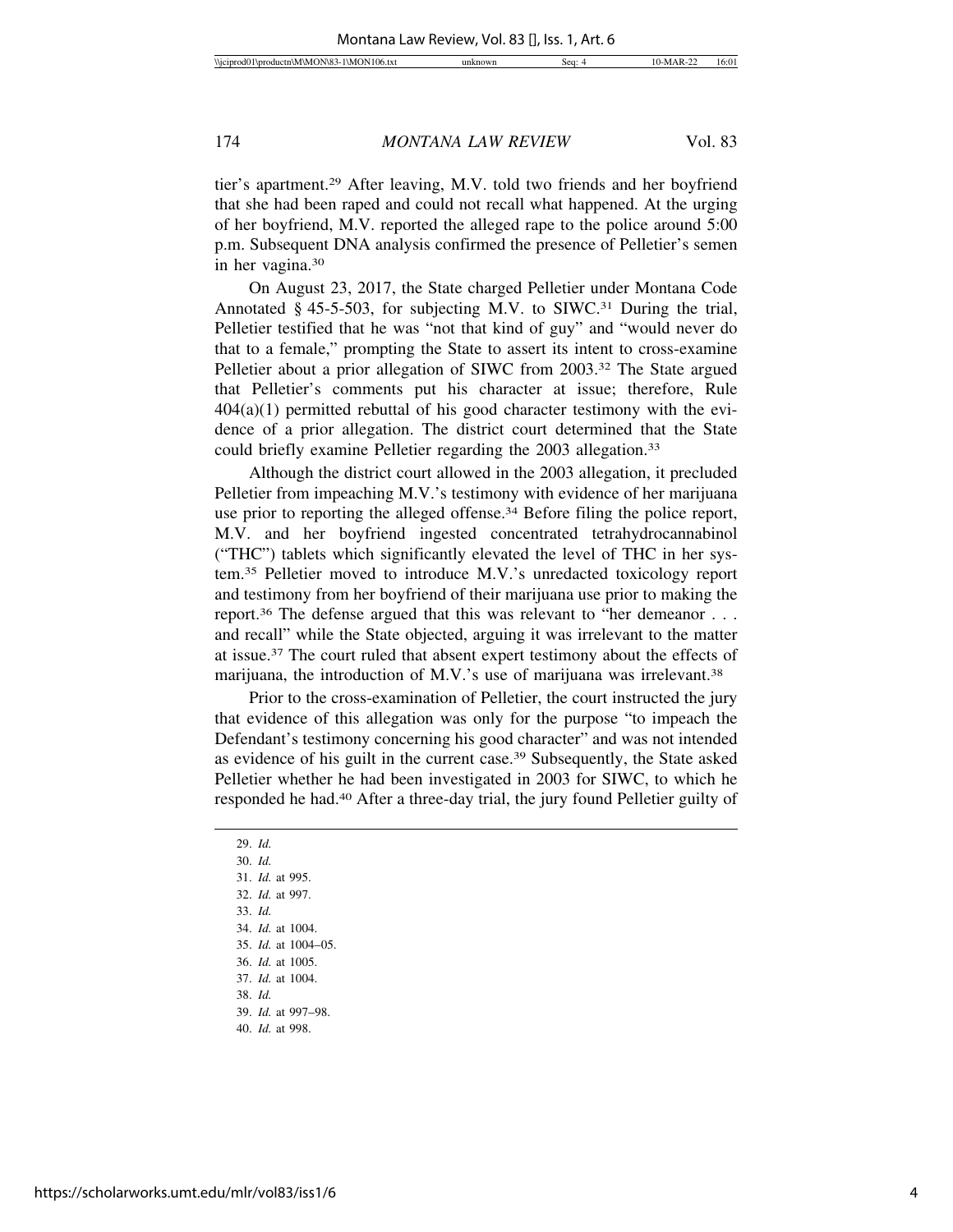tier's apartment.[29] After leaving, M.V. told two friends and her boyfriend that she had been raped and could not recall what happened. At the urging of her boyfriend, M.V. reported the alleged rape to the police around 5:00 p.m. Subsequent DNA analysis confirmed the presence of Pelletier's semen in her vagina.[30]

On August 23, 2017, the State charged Pelletier under Montana Code Annotated § 45-5-503, for subjecting M.V. to SIWC.[31] During the trial, Pelletier testified that he was "not that kind of guy" and "would never do that to a female," prompting the State to assert its intent to cross-examine Pelletier about a prior allegation of SIWC from 2003.[32] The State argued that Pelletier's comments put his character at issue; therefore, Rule 404(a)(1) permitted rebuttal of his good character testimony with the evidence of a prior allegation. The district court determined that the State could briefly examine Pelletier regarding the 2003 allegation.[33]

Although the district court allowed in the 2003 allegation, it precluded Pelletier from impeaching M.V.'s testimony with evidence of her marijuana use prior to reporting the alleged offense.[34] Before filing the police report, M.V. and her boyfriend ingested concentrated tetrahydrocannabinol ("THC") tablets which significantly elevated the level of THC in her system.[35] Pelletier moved to introduce M.V.'s unredacted toxicology report and testimony from her boyfriend of their marijuana use prior to making the report.[36] The defense argued that this was relevant to "her demeanor . . . and recall" while the State objected, arguing it was irrelevant to the matter at issue.[37] The court ruled that absent expert testimony about the effects of marijuana, the introduction of M.V.'s use of marijuana was irrelevant.[38]

Prior to the cross-examination of Pelletier, the court instructed the jury that evidence of this allegation was only for the purpose "to impeach the Defendant's testimony concerning his good character" and was not intended as evidence of his guilt in the current case.[39] Subsequently, the State asked Pelletier whether he had been investigated in 2003 for SIWC, to which he responded he had.[40] After a three-day trial, the jury found Pelletier guilty of

29. *Id.*
30. *Id.*
31. *Id.* at 995.
32. *Id.* at 997.
33. *Id.*
34. *Id.* at 1004.
35. *Id.* at 1004–05.
36. *Id.* at 1005.
37. *Id.* at 1004.
38. *Id.*
39. *Id.* at 997–98.
40. *Id.* at 998.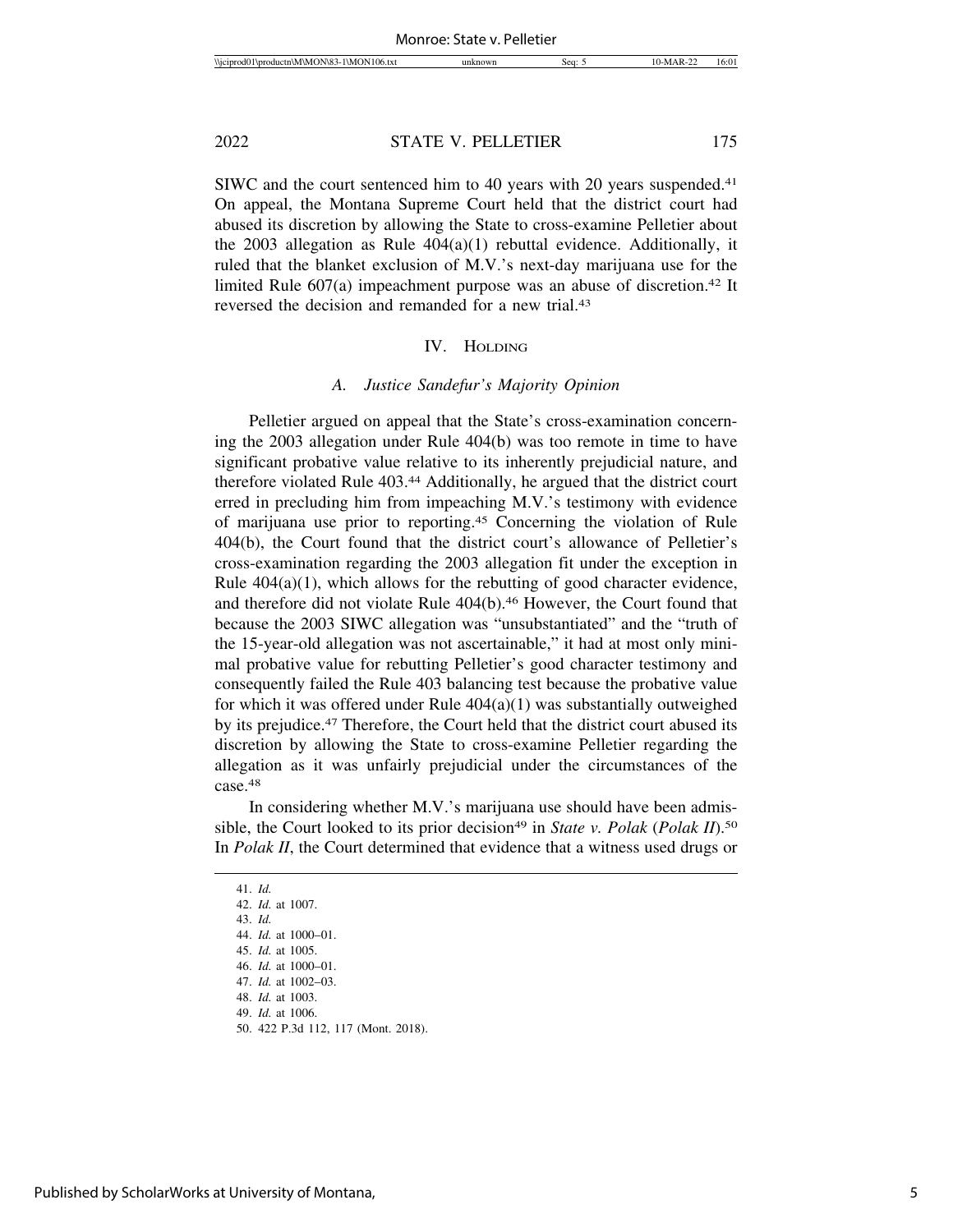SIWC and the court sentenced him to 40 years with 20 years suspended.[41] On appeal, the Montana Supreme Court held that the district court had abused its discretion by allowing the State to cross-examine Pelletier about the 2003 allegation as Rule 404(a)(1) rebuttal evidence. Additionally, it ruled that the blanket exclusion of M.V.'s next-day marijuana use for the limited Rule 607(a) impeachment purpose was an abuse of discretion.[42] It reversed the decision and remanded for a new trial.[43]

## IV. Holding

### A. *Justice Sandefur's Majority Opinion*

Pelletier argued on appeal that the State's cross-examination concerning the 2003 allegation under Rule 404(b) was too remote in time to have significant probative value relative to its inherently prejudicial nature, and therefore violated Rule 403.[44] Additionally, he argued that the district court erred in precluding him from impeaching M.V.'s testimony with evidence of marijuana use prior to reporting.[45] Concerning the violation of Rule 404(b), the Court found that the district court's allowance of Pelletier's cross-examination regarding the 2003 allegation fit under the exception in Rule 404(a)(1), which allows for the rebutting of good character evidence, and therefore did not violate Rule 404(b).[46] However, the Court found that because the 2003 SIWC allegation was "unsubstantiated" and the "truth of the 15-year-old allegation was not ascertainable," it had at most only minimal probative value for rebutting Pelletier's good character testimony and consequently failed the Rule 403 balancing test because the probative value for which it was offered under Rule 404(a)(1) was substantially outweighed by its prejudice.[47] Therefore, the Court held that the district court abused its discretion by allowing the State to cross-examine Pelletier regarding the allegation as it was unfairly prejudicial under the circumstances of the case.[48]

In considering whether M.V.'s marijuana use should have been admissible, the Court looked to its prior decision[49] in *State v. Polak* (*Polak II*).[50] In *Polak II*, the Court determined that evidence that a witness used drugs or

---

41. *Id.*
42. *Id.* at 1007.
43. *Id.*
44. *Id.* at 1000–01.
45. *Id.* at 1005.
46. *Id.* at 1000–01.
47. *Id.* at 1002–03.
48. *Id.* at 1003.
49. *Id.* at 1006.
50. 422 P.3d 112, 117 (Mont. 2018).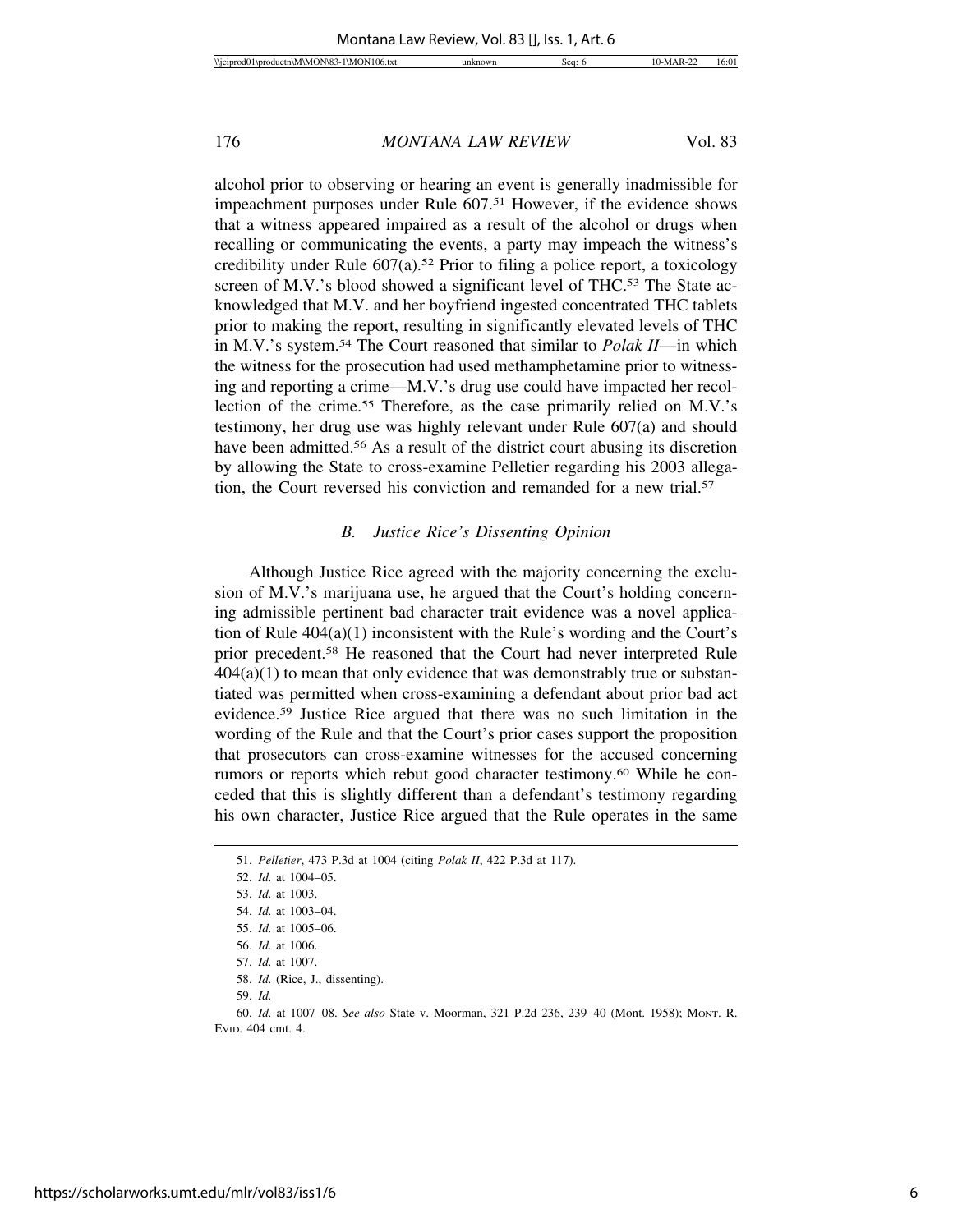alcohol prior to observing or hearing an event is generally inadmissible for impeachment purposes under Rule 607.[51] However, if the evidence shows that a witness appeared impaired as a result of the alcohol or drugs when recalling or communicating the events, a party may impeach the witness's credibility under Rule 607(a).[52] Prior to filing a police report, a toxicology screen of M.V.'s blood showed a significant level of THC.[53] The State acknowledged that M.V. and her boyfriend ingested concentrated THC tablets prior to making the report, resulting in significantly elevated levels of THC in M.V.'s system.[54] The Court reasoned that similar to *Polak II*—in which the witness for the prosecution had used methamphetamine prior to witnessing and reporting a crime—M.V.'s drug use could have impacted her recollection of the crime.[55] Therefore, as the case primarily relied on M.V.'s testimony, her drug use was highly relevant under Rule 607(a) and should have been admitted.[56] As a result of the district court abusing its discretion by allowing the State to cross-examine Pelletier regarding his 2003 allegation, the Court reversed his conviction and remanded for a new trial.[57]

### *B. Justice Rice's Dissenting Opinion*

Although Justice Rice agreed with the majority concerning the exclusion of M.V.'s marijuana use, he argued that the Court's holding concerning admissible pertinent bad character trait evidence was a novel application of Rule 404(a)(1) inconsistent with the Rule's wording and the Court's prior precedent.[58] He reasoned that the Court had never interpreted Rule 404(a)(1) to mean that only evidence that was demonstrably true or substantiated was permitted when cross-examining a defendant about prior bad act evidence.[59] Justice Rice argued that there was no such limitation in the wording of the Rule and that the Court's prior cases support the proposition that prosecutors can cross-examine witnesses for the accused concerning rumors or reports which rebut good character testimony.[60] While he conceded that this is slightly different than a defendant's testimony regarding his own character, Justice Rice argued that the Rule operates in the same

---

51. *Pelletier*, 473 P.3d at 1004 (citing *Polak II*, 422 P.3d at 117).

52. *Id.* at 1004–05.

53. *Id.* at 1003.

54. *Id.* at 1003–04.

55. *Id.* at 1005–06.

56. *Id.* at 1006.

57. *Id.* at 1007.

58. *Id.* (Rice, J., dissenting).

59. *Id.*

60. *Id.* at 1007–08. *See also* State v. Moorman, 321 P.2d 236, 239–40 (Mont. 1958); MONT. R. EVID. 404 cmt. 4.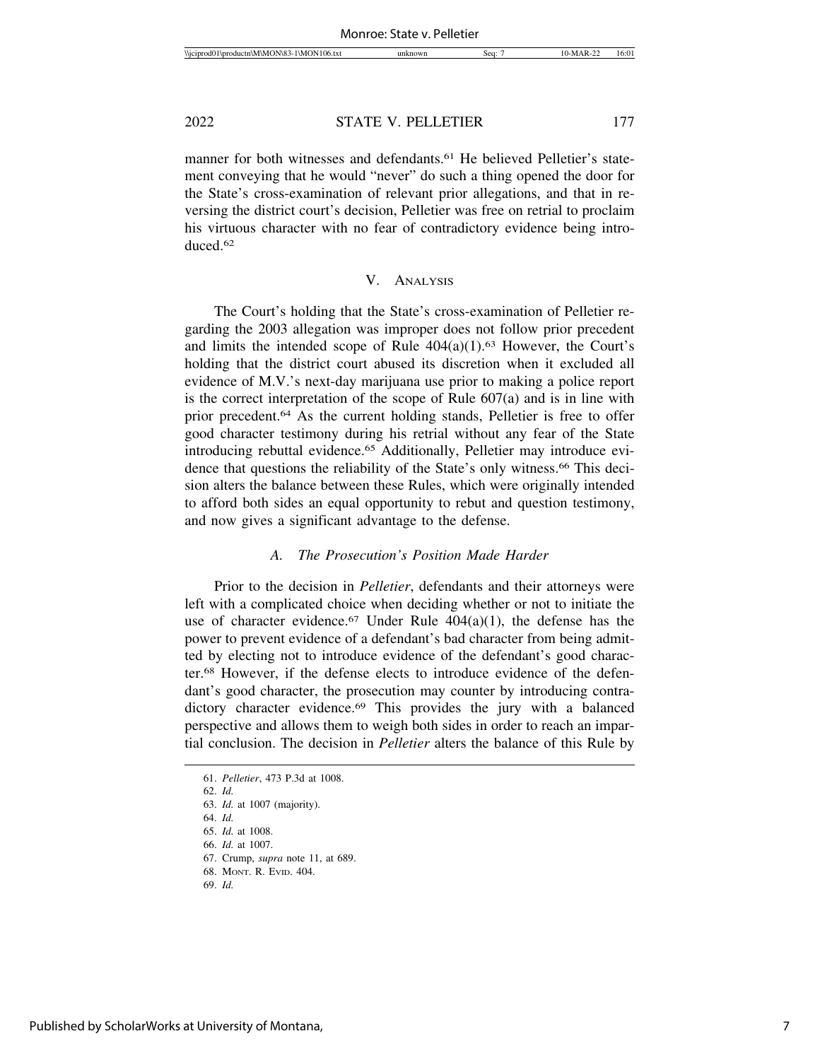manner for both witnesses and defendants.[61] He believed Pelletier's statement conveying that he would "never" do such a thing opened the door for the State's cross-examination of relevant prior allegations, and that in reversing the district court's decision, Pelletier was free on retrial to proclaim his virtuous character with no fear of contradictory evidence being introduced.[62]

## V. Analysis

The Court's holding that the State's cross-examination of Pelletier regarding the 2003 allegation was improper does not follow prior precedent and limits the intended scope of Rule 404(a)(1).[63] However, the Court's holding that the district court abused its discretion when it excluded all evidence of M.V.'s next-day marijuana use prior to making a police report is the correct interpretation of the scope of Rule 607(a) and is in line with prior precedent.[64] As the current holding stands, Pelletier is free to offer good character testimony during his retrial without any fear of the State introducing rebuttal evidence.[65] Additionally, Pelletier may introduce evidence that questions the reliability of the State's only witness.[66] This decision alters the balance between these Rules, which were originally intended to afford both sides an equal opportunity to rebut and question testimony, and now gives a significant advantage to the defense.

### *A. The Prosecution's Position Made Harder*

Prior to the decision in *Pelletier*, defendants and their attorneys were left with a complicated choice when deciding whether or not to initiate the use of character evidence.[67] Under Rule 404(a)(1), the defense has the power to prevent evidence of a defendant's bad character from being admitted by electing not to introduce evidence of the defendant's good character.[68] However, if the defense elects to introduce evidence of the defendant's good character, the prosecution may counter by introducing contradictory character evidence.[69] This provides the jury with a balanced perspective and allows them to weigh both sides in order to reach an impartial conclusion. The decision in *Pelletier* alters the balance of this Rule by

---

61. *Pelletier*, 473 P.3d at 1008.
62. *Id.*
63. *Id.* at 1007 (majority).
64. *Id.*
65. *Id.* at 1008.
66. *Id.* at 1007.
67. Crump, *supra* note 11, at 689.
68. MONT. R. EVID. 404.
69. *Id.*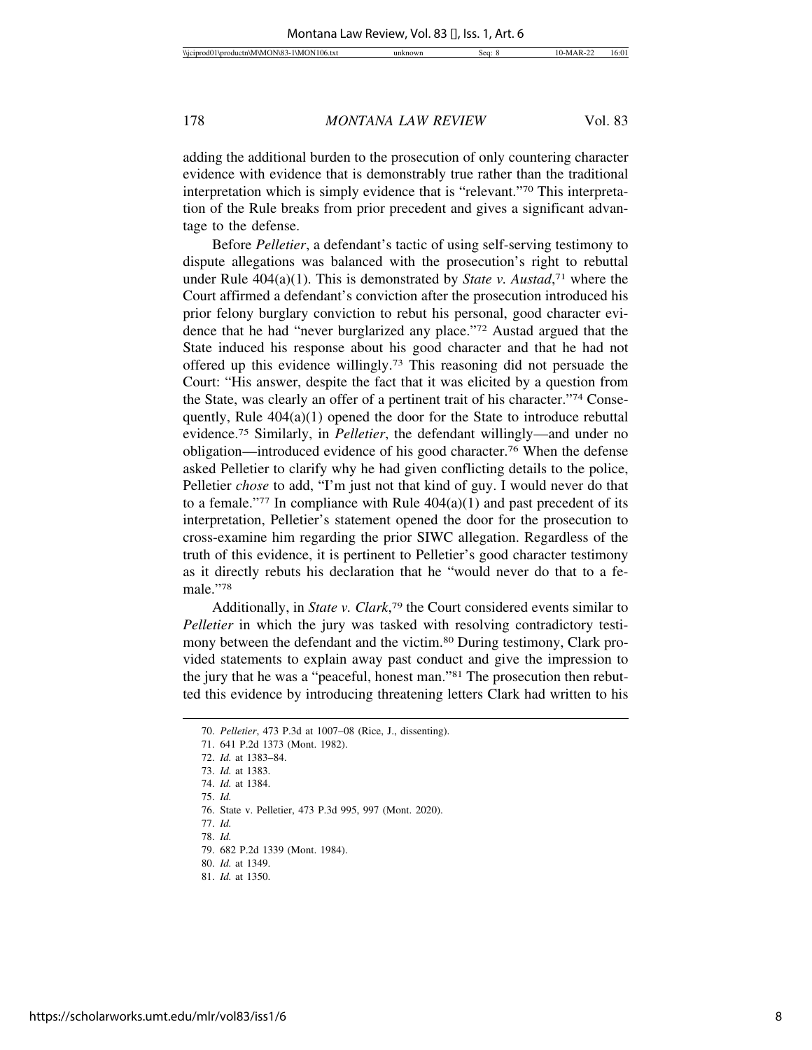adding the additional burden to the prosecution of only countering character evidence with evidence that is demonstrably true rather than the traditional interpretation which is simply evidence that is "relevant."[70] This interpretation of the Rule breaks from prior precedent and gives a significant advantage to the defense.

Before *Pelletier*, a defendant's tactic of using self-serving testimony to dispute allegations was balanced with the prosecution's right to rebuttal under Rule 404(a)(1). This is demonstrated by *State v. Austad*,[71] where the Court affirmed a defendant's conviction after the prosecution introduced his prior felony burglary conviction to rebut his personal, good character evidence that he had "never burglarized any place."[72] Austad argued that the State induced his response about his good character and that he had not offered up this evidence willingly.[73] This reasoning did not persuade the Court: "His answer, despite the fact that it was elicited by a question from the State, was clearly an offer of a pertinent trait of his character."[74] Consequently, Rule 404(a)(1) opened the door for the State to introduce rebuttal evidence.[75] Similarly, in *Pelletier*, the defendant willingly—and under no obligation—introduced evidence of his good character.[76] When the defense asked Pelletier to clarify why he had given conflicting details to the police, Pelletier *chose* to add, "I'm just not that kind of guy. I would never do that to a female."[77] In compliance with Rule 404(a)(1) and past precedent of its interpretation, Pelletier's statement opened the door for the prosecution to cross-examine him regarding the prior SIWC allegation. Regardless of the truth of this evidence, it is pertinent to Pelletier's good character testimony as it directly rebuts his declaration that he "would never do that to a female."[78]

Additionally, in *State v. Clark*,[79] the Court considered events similar to *Pelletier* in which the jury was tasked with resolving contradictory testimony between the defendant and the victim.[80] During testimony, Clark provided statements to explain away past conduct and give the impression to the jury that he was a "peaceful, honest man."[81] The prosecution then rebutted this evidence by introducing threatening letters Clark had written to his

70. *Pelletier*, 473 P.3d at 1007–08 (Rice, J., dissenting).
71. 641 P.2d 1373 (Mont. 1982).
72. *Id.* at 1383–84.
73. *Id.* at 1383.
74. *Id.* at 1384.
75. *Id.*
76. State v. Pelletier, 473 P.3d 995, 997 (Mont. 2020).
77. *Id.*
78. *Id.*
79. 682 P.2d 1339 (Mont. 1984).
80. *Id.* at 1349.
81. *Id.* at 1350.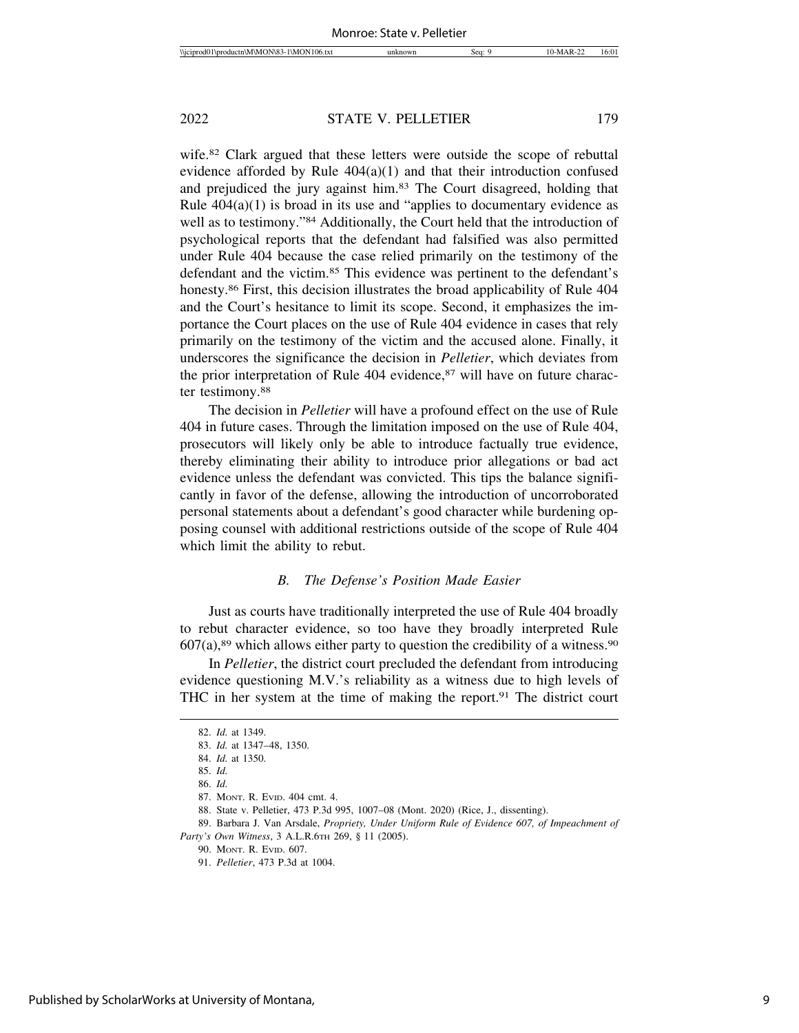wife.[82] Clark argued that these letters were outside the scope of rebuttal evidence afforded by Rule 404(a)(1) and that their introduction confused and prejudiced the jury against him.[83] The Court disagreed, holding that Rule 404(a)(1) is broad in its use and "applies to documentary evidence as well as to testimony."[84] Additionally, the Court held that the introduction of psychological reports that the defendant had falsified was also permitted under Rule 404 because the case relied primarily on the testimony of the defendant and the victim.[85] This evidence was pertinent to the defendant's honesty.[86] First, this decision illustrates the broad applicability of Rule 404 and the Court's hesitance to limit its scope. Second, it emphasizes the importance the Court places on the use of Rule 404 evidence in cases that rely primarily on the testimony of the victim and the accused alone. Finally, it underscores the significance the decision in *Pelletier*, which deviates from the prior interpretation of Rule 404 evidence,[87] will have on future character testimony.[88]

The decision in *Pelletier* will have a profound effect on the use of Rule 404 in future cases. Through the limitation imposed on the use of Rule 404, prosecutors will likely only be able to introduce factually true evidence, thereby eliminating their ability to introduce prior allegations or bad act evidence unless the defendant was convicted. This tips the balance significantly in favor of the defense, allowing the introduction of uncorroborated personal statements about a defendant's good character while burdening opposing counsel with additional restrictions outside of the scope of Rule 404 which limit the ability to rebut.

### *B. The Defense's Position Made Easier*

Just as courts have traditionally interpreted the use of Rule 404 broadly to rebut character evidence, so too have they broadly interpreted Rule 607(a),[89] which allows either party to question the credibility of a witness.[90]

In *Pelletier*, the district court precluded the defendant from introducing evidence questioning M.V.'s reliability as a witness due to high levels of THC in her system at the time of making the report.[91] The district court

---

82. *Id.* at 1349.

83. *Id.* at 1347–48, 1350.

84. *Id.* at 1350.

85. *Id.*

86. *Id.*

87. MONT. R. EVID. 404 cmt. 4.

88. State v. Pelletier, 473 P.3d 995, 1007–08 (Mont. 2020) (Rice, J., dissenting).

89. Barbara J. Van Arsdale, *Propriety, Under Uniform Rule of Evidence 607, of Impeachment of Party's Own Witness*, 3 A.L.R.6TH 269, § 11 (2005).

90. MONT. R. EVID. 607.

91. *Pelletier*, 473 P.3d at 1004.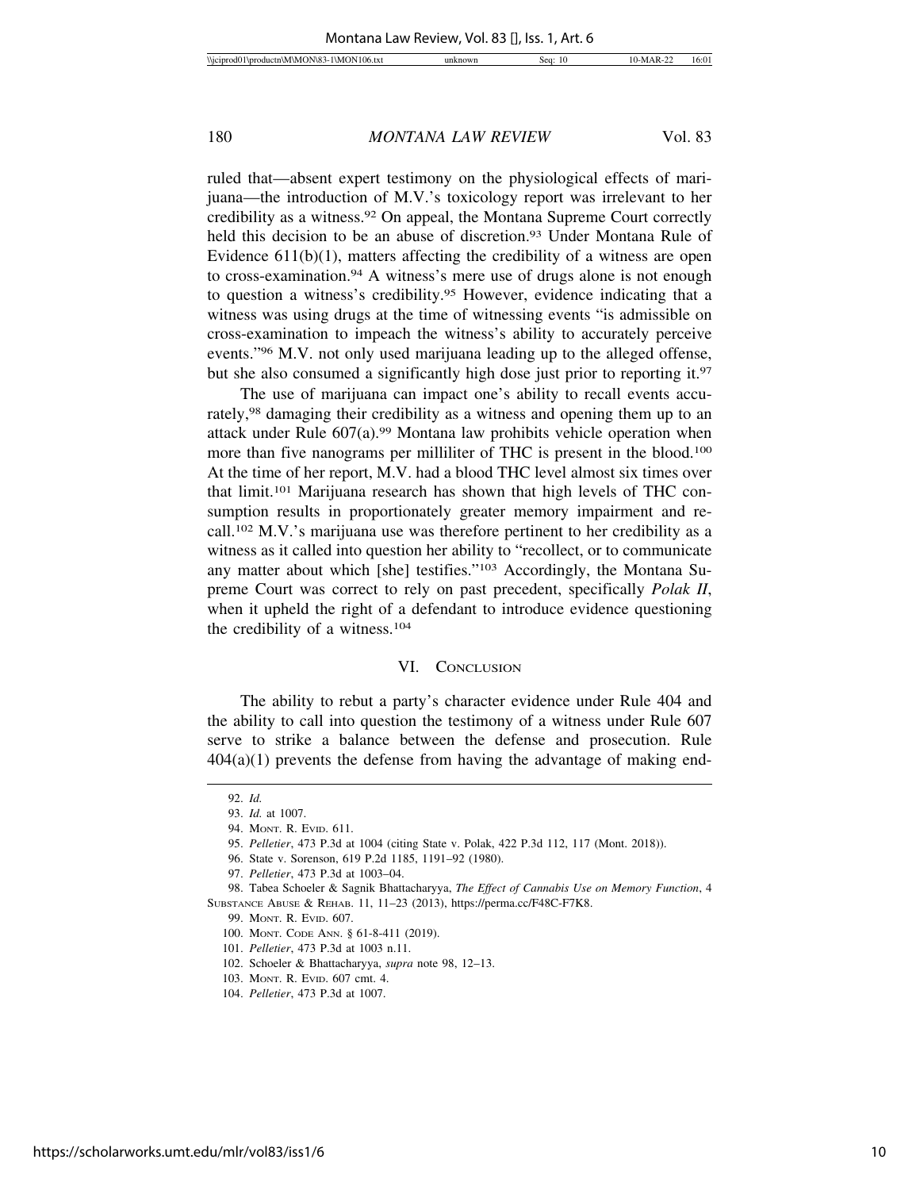ruled that—absent expert testimony on the physiological effects of marijuana—the introduction of M.V.'s toxicology report was irrelevant to her credibility as a witness.[92] On appeal, the Montana Supreme Court correctly held this decision to be an abuse of discretion.[93] Under Montana Rule of Evidence 611(b)(1), matters affecting the credibility of a witness are open to cross-examination.[94] A witness's mere use of drugs alone is not enough to question a witness's credibility.[95] However, evidence indicating that a witness was using drugs at the time of witnessing events "is admissible on cross-examination to impeach the witness's ability to accurately perceive events."[96] M.V. not only used marijuana leading up to the alleged offense, but she also consumed a significantly high dose just prior to reporting it.[97]

The use of marijuana can impact one's ability to recall events accurately,[98] damaging their credibility as a witness and opening them up to an attack under Rule 607(a).[99] Montana law prohibits vehicle operation when more than five nanograms per milliliter of THC is present in the blood.[100] At the time of her report, M.V. had a blood THC level almost six times over that limit.[101] Marijuana research has shown that high levels of THC consumption results in proportionately greater memory impairment and recall.[102] M.V.'s marijuana use was therefore pertinent to her credibility as a witness as it called into question her ability to "recollect, or to communicate any matter about which [she] testifies."[103] Accordingly, the Montana Supreme Court was correct to rely on past precedent, specifically *Polak II*, when it upheld the right of a defendant to introduce evidence questioning the credibility of a witness.[104]

## VI. Conclusion

The ability to rebut a party's character evidence under Rule 404 and the ability to call into question the testimony of a witness under Rule 607 serve to strike a balance between the defense and prosecution. Rule 404(a)(1) prevents the defense from having the advantage of making end-

---

92. *Id.*

93. *Id.* at 1007.

94. Mont. R. Evid. 611.

95. *Pelletier*, 473 P.3d at 1004 (citing State v. Polak, 422 P.3d 112, 117 (Mont. 2018)).

96. State v. Sorenson, 619 P.2d 1185, 1191–92 (1980).

97. *Pelletier*, 473 P.3d at 1003–04.

98. Tabea Schoeler & Sagnik Bhattacharyya, *The Effect of Cannabis Use on Memory Function*, 4 Substance Abuse & Rehab. 11, 11–23 (2013), https://perma.cc/F48C-F7K8.

99. Mont. R. Evid. 607.

100. Mont. Code Ann. § 61-8-411 (2019).

101. *Pelletier*, 473 P.3d at 1003 n.11.

102. Schoeler & Bhattacharyya, *supra* note 98, 12–13.

103. Mont. R. Evid. 607 cmt. 4.

104. *Pelletier*, 473 P.3d at 1007.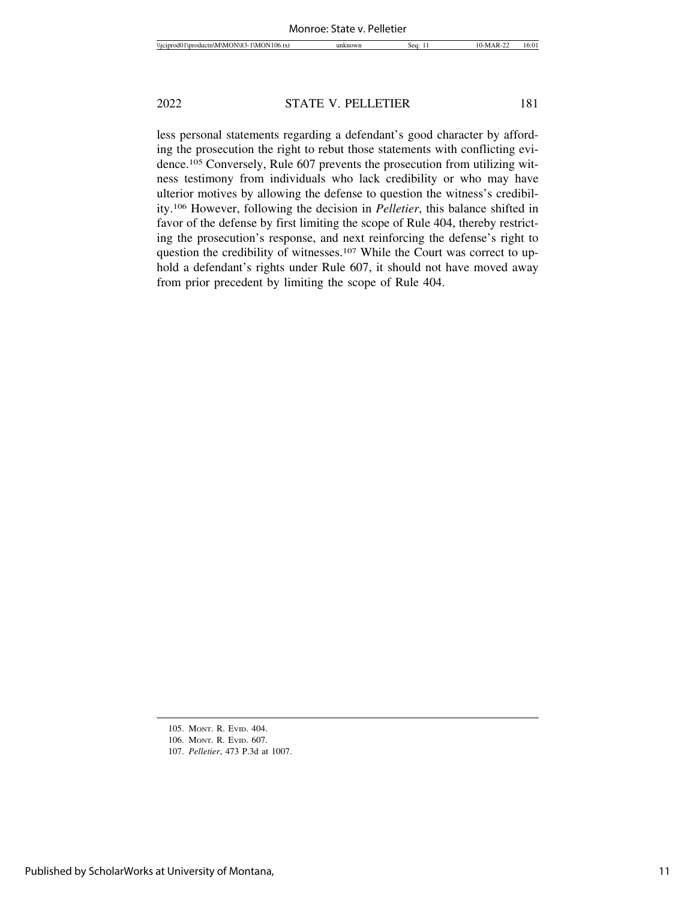less personal statements regarding a defendant's good character by affording the prosecution the right to rebut those statements with conflicting evidence.[105] Conversely, Rule 607 prevents the prosecution from utilizing witness testimony from individuals who lack credibility or who may have ulterior motives by allowing the defense to question the witness's credibility.[106] However, following the decision in *Pelletier*, this balance shifted in favor of the defense by first limiting the scope of Rule 404, thereby restricting the prosecution's response, and next reinforcing the defense's right to question the credibility of witnesses.[107] While the Court was correct to uphold a defendant's rights under Rule 607, it should not have moved away from prior precedent by limiting the scope of Rule 404.

---

105. MONT. R. EVID. 404.

106. MONT. R. EVID. 607.

107. *Pelletier*, 473 P.3d at 1007.